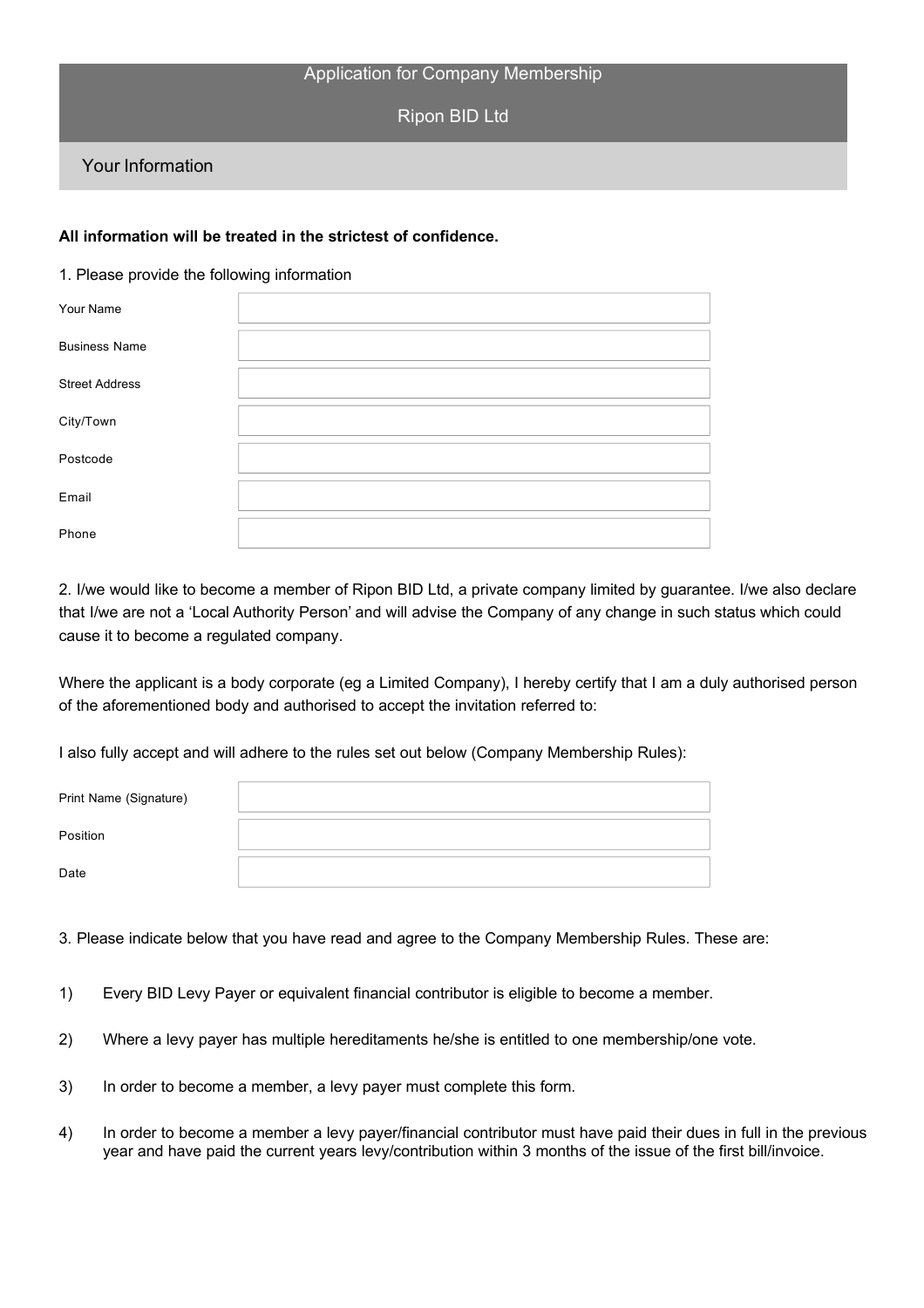# Application for Company Membership

# Ripon BID Ltd

## Your Information

**All information will be treated in the strictest of confidence.**

1. Please provide the following information

| | |
|---|---|
| Your Name | |
| Business Name | |
| Street Address | |
| City/Town | |
| Postcode | |
| Email | |
| Phone | |

2. I/we would like to become a member of Ripon BID Ltd, a private company limited by guarantee. I/we also declare that I/we are not a 'Local Authority Person' and will advise the Company of any change in such status which could cause it to become a regulated company.

Where the applicant is a body corporate (eg a Limited Company), I hereby certify that I am a duly authorised person of the aforementioned body and authorised to accept the invitation referred to:

I also fully accept and will adhere to the rules set out below (Company Membership Rules):

| | |
|---|---|
| Print Name (Signature) | |
| Position | |
| Date | |

3. Please indicate below that you have read and agree to the Company Membership Rules. These are:

1) Every BID Levy Payer or equivalent financial contributor is eligible to become a member.

2) Where a levy payer has multiple hereditaments he/she is entitled to one membership/one vote.

3) In order to become a member, a levy payer must complete this form.

4) In order to become a member a levy payer/financial contributor must have paid their dues in full in the previous year and have paid the current years levy/contribution within 3 months of the issue of the first bill/invoice.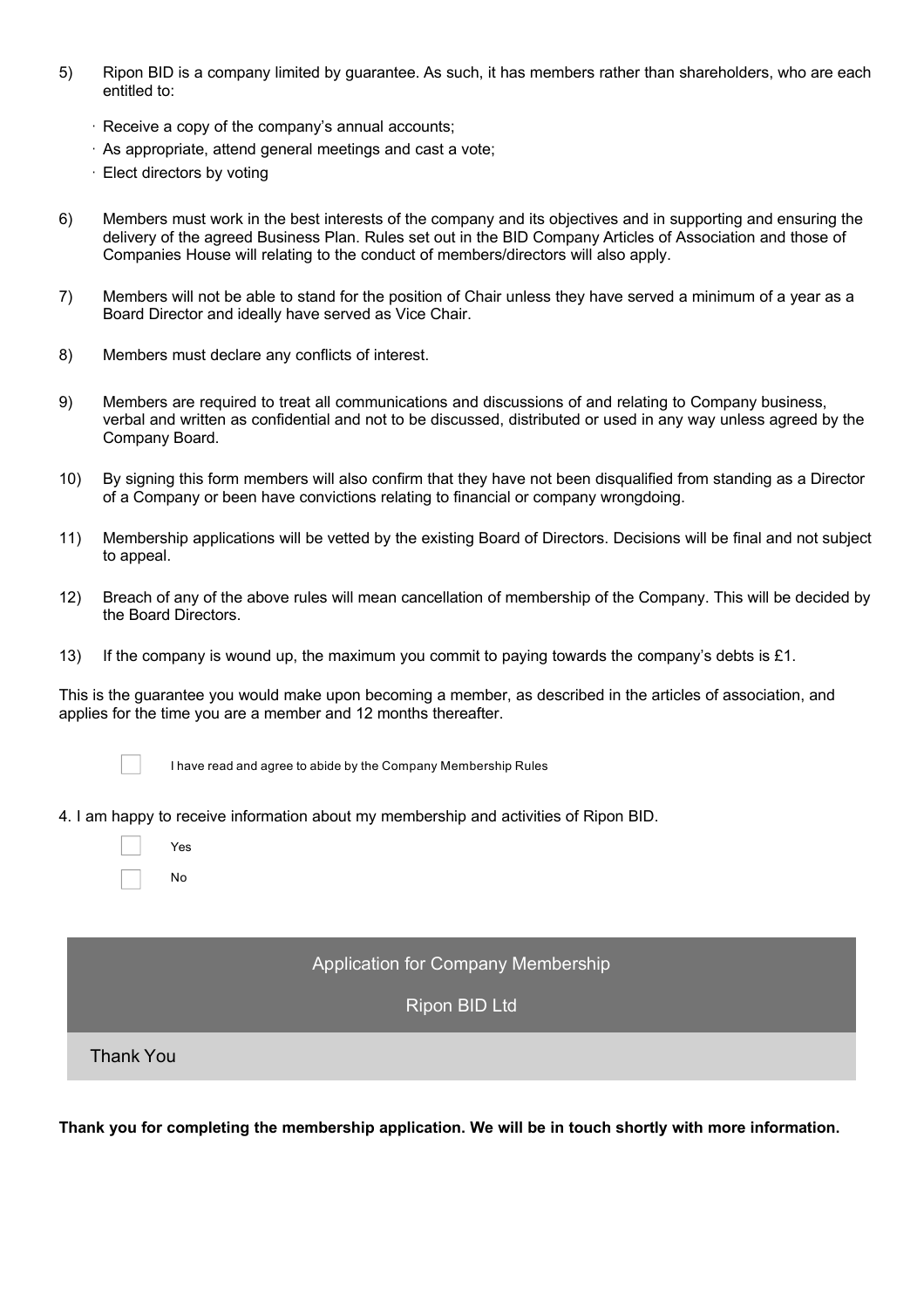5) Ripon BID is a company limited by guarantee. As such, it has members rather than shareholders, who are each entitled to:

- Receive a copy of the company's annual accounts;
- As appropriate, attend general meetings and cast a vote;
- Elect directors by voting

6) Members must work in the best interests of the company and its objectives and in supporting and ensuring the delivery of the agreed Business Plan. Rules set out in the BID Company Articles of Association and those of Companies House will relating to the conduct of members/directors will also apply.

7) Members will not be able to stand for the position of Chair unless they have served a minimum of a year as a Board Director and ideally have served as Vice Chair.

8) Members must declare any conflicts of interest.

9) Members are required to treat all communications and discussions of and relating to Company business, verbal and written as confidential and not to be discussed, distributed or used in any way unless agreed by the Company Board.

10) By signing this form members will also confirm that they have not been disqualified from standing as a Director of a Company or been have convictions relating to financial or company wrongdoing.

11) Membership applications will be vetted by the existing Board of Directors. Decisions will be final and not subject to appeal.

12) Breach of any of the above rules will mean cancellation of membership of the Company. This will be decided by the Board Directors.

13) If the company is wound up, the maximum you commit to paying towards the company's debts is £1.

This is the guarantee you would make upon becoming a member, as described in the articles of association, and applies for the time you are a member and 12 months thereafter.

☐ I have read and agree to abide by the Company Membership Rules

4. I am happy to receive information about my membership and activities of Ripon BID.

☐ Yes

☐ No

## Application for Company Membership

## Ripon BID Ltd

### Thank You

**Thank you for completing the membership application. We will be in touch shortly with more information.**